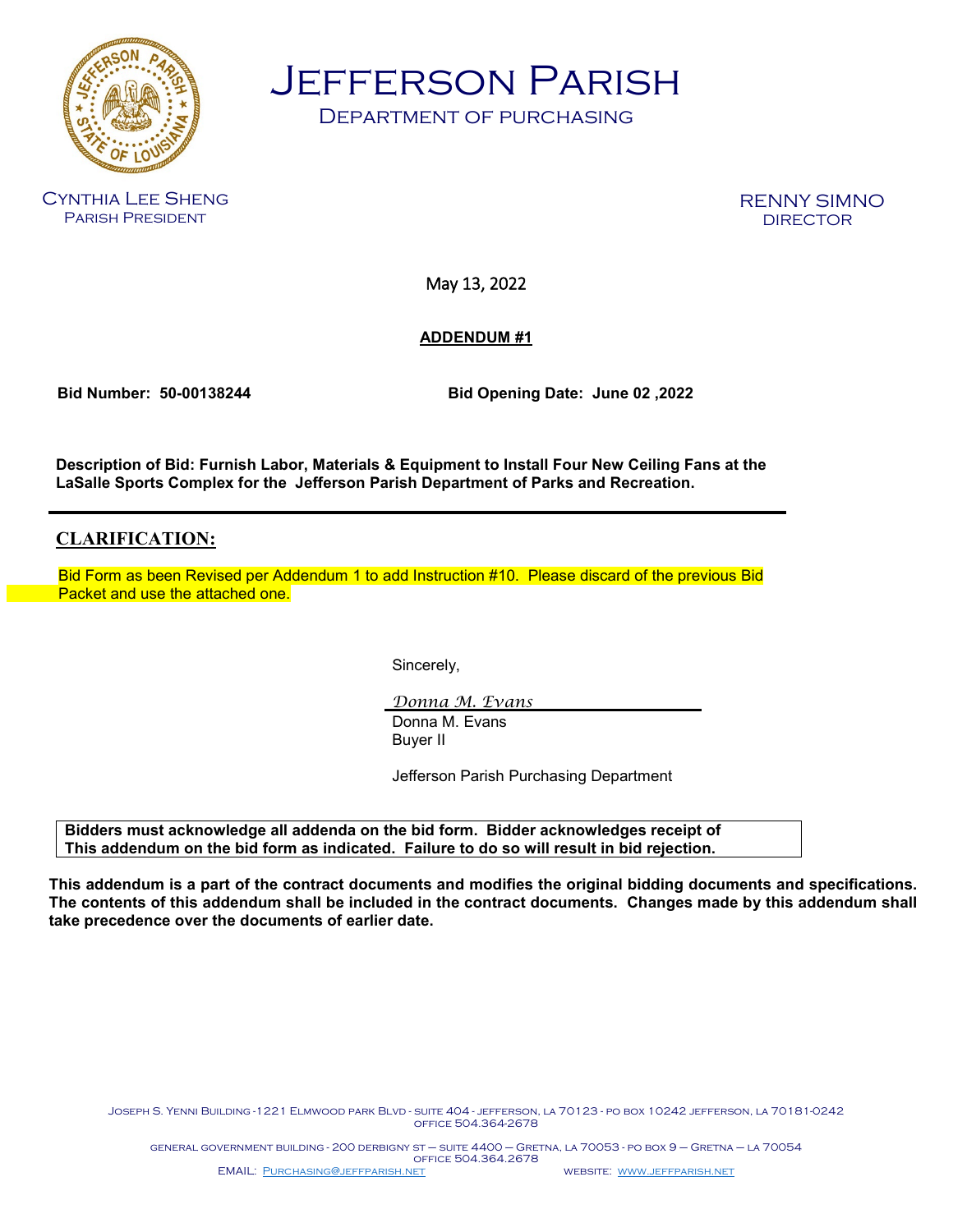# Jefferson Parish

## Department of Purchasing

Cynthia Lee Sheng
Parish President

RENNY SIMNO
DIRECTOR

May 13, 2022

**ADDENDUM #1**

**Bid Number: 50-00138244** **Bid Opening Date: June 02 ,2022**

**Description of Bid: Furnish Labor, Materials & Equipment to Install Four New Ceiling Fans at the LaSalle Sports Complex for the Jefferson Parish Department of Parks and Recreation.**

---

## CLARIFICATION:

Bid Form as been Revised per Addendum 1 to add Instruction #10. Please discard of the previous Bid Packet and use the attached one.

Sincerely,

*Donna M. Evans*
Donna M. Evans
Buyer II

Jefferson Parish Purchasing Department

**Bidders must acknowledge all addenda on the bid form. Bidder acknowledges receipt of This addendum on the bid form as indicated. Failure to do so will result in bid rejection.**

**This addendum is a part of the contract documents and modifies the original bidding documents and specifications. The contents of this addendum shall be included in the contract documents. Changes made by this addendum shall take precedence over the documents of earlier date.**

Joseph S. Yenni Building -1221 Elmwood park Blvd - suite 404 - jefferson, la 70123 - po box 10242 jefferson, la 70181-0242
office 504.364-2678

general government building - 200 derbigny st – suite 4400 – Gretna, la 70053 - po box 9 – Gretna – la 70054
office 504.364.2678

EMAIL: Purchasing@jeffparish.net WEBSITE: www.jeffparish.net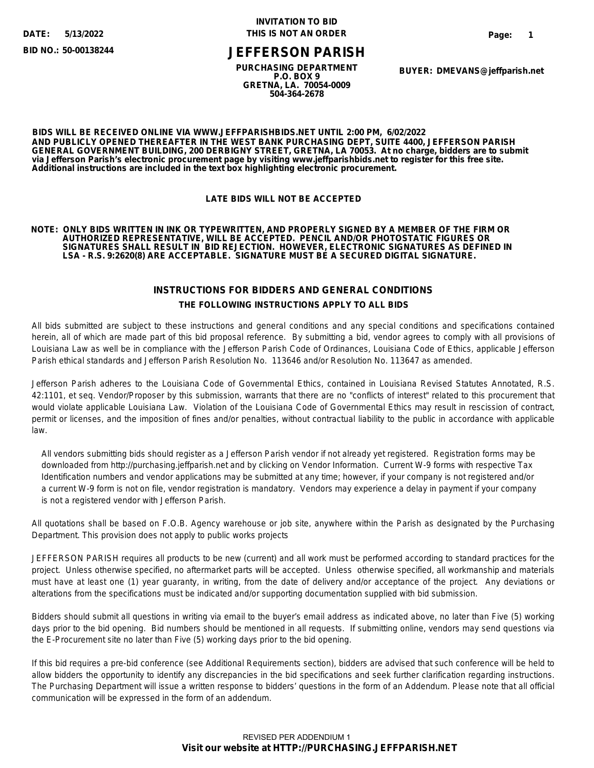**DATE: 5/13/2022**

**BID NO.: 50-00138244**

**INVITATION TO BID**
**THIS IS NOT AN ORDER**

# JEFFERSON PARISH

**PURCHASING DEPARTMENT**
**P.O. BOX 9**
**GRETNA, LA. 70054-0009**
**504-364-2678**

**BUYER: DMEVANS@jeffparish.net**

**BIDS WILL BE RECEIVED ONLINE VIA WWW.JEFFPARISHBIDS.NET UNTIL 2:00 PM, 6/02/2022 AND PUBLICLY OPENED THEREAFTER IN THE WEST BANK PURCHASING DEPT, SUITE 4400, JEFFERSON PARISH GENERAL GOVERNMENT BUILDING, 200 DERBIGNY STREET, GRETNA, LA 70053. At no charge, bidders are to submit via Jefferson Parish's electronic procurement page by visiting www.jeffparishbids.net to register for this free site. Additional instructions are included in the text box highlighting electronic procurement.**

**LATE BIDS WILL NOT BE ACCEPTED**

**NOTE: ONLY BIDS WRITTEN IN INK OR TYPEWRITTEN, AND PROPERLY SIGNED BY A MEMBER OF THE FIRM OR AUTHORIZED REPRESENTATIVE, WILL BE ACCEPTED. PENCIL AND/OR PHOTOSTATIC FIGURES OR SIGNATURES SHALL RESULT IN BID REJECTION. HOWEVER, ELECTRONIC SIGNATURES AS DEFINED IN LSA - R.S. 9:2620(8) ARE ACCEPTABLE. SIGNATURE MUST BE A SECURED DIGITAL SIGNATURE.**

## INSTRUCTIONS FOR BIDDERS AND GENERAL CONDITIONS

### THE FOLLOWING INSTRUCTIONS APPLY TO ALL BIDS

All bids submitted are subject to these instructions and general conditions and any special conditions and specifications contained herein, all of which are made part of this bid proposal reference. By submitting a bid, vendor agrees to comply with all provisions of Louisiana Law as well be in compliance with the Jefferson Parish Code of Ordinances, Louisiana Code of Ethics, applicable Jefferson Parish ethical standards and Jefferson Parish Resolution No. 113646 and/or Resolution No. 113647 as amended.

Jefferson Parish adheres to the Louisiana Code of Governmental Ethics, contained in Louisiana Revised Statutes Annotated, R.S. 42:1101, et seq. Vendor/Proposer by this submission, warrants that there are no "conflicts of interest" related to this procurement that would violate applicable Louisiana Law. Violation of the Louisiana Code of Governmental Ethics may result in rescission of contract, permit or licenses, and the imposition of fines and/or penalties, without contractual liability to the public in accordance with applicable law.

All vendors submitting bids should register as a Jefferson Parish vendor if not already yet registered. Registration forms may be downloaded from http://purchasing.jeffparish.net and by clicking on Vendor Information. Current W-9 forms with respective Tax Identification numbers and vendor applications may be submitted at any time; however, if your company is not registered and/or a current W-9 form is not on file, vendor registration is mandatory. Vendors may experience a delay in payment if your company is not a registered vendor with Jefferson Parish.

All quotations shall be based on F.O.B. Agency warehouse or job site, anywhere within the Parish as designated by the Purchasing Department. This provision does not apply to public works projects

JEFFERSON PARISH requires all products to be new (current) and all work must be performed according to standard practices for the project. Unless otherwise specified, no aftermarket parts will be accepted. Unless otherwise specified, all workmanship and materials must have at least one (1) year guaranty, in writing, from the date of delivery and/or acceptance of the project. Any deviations or alterations from the specifications must be indicated and/or supporting documentation supplied with bid submission.

Bidders should submit all questions in writing via email to the buyer's email address as indicated above, no later than Five (5) working days prior to the bid opening. Bid numbers should be mentioned in all requests. If submitting online, vendors may send questions via the E-Procurement site no later than Five (5) working days prior to the bid opening.

If this bid requires a pre-bid conference (see Additional Requirements section), bidders are advised that such conference will be held to allow bidders the opportunity to identify any discrepancies in the bid specifications and seek further clarification regarding instructions. The Purchasing Department will issue a written response to bidders' questions in the form of an Addendum. Please note that all official communication will be expressed in the form of an addendum.

REVISED PER ADDENDUM 1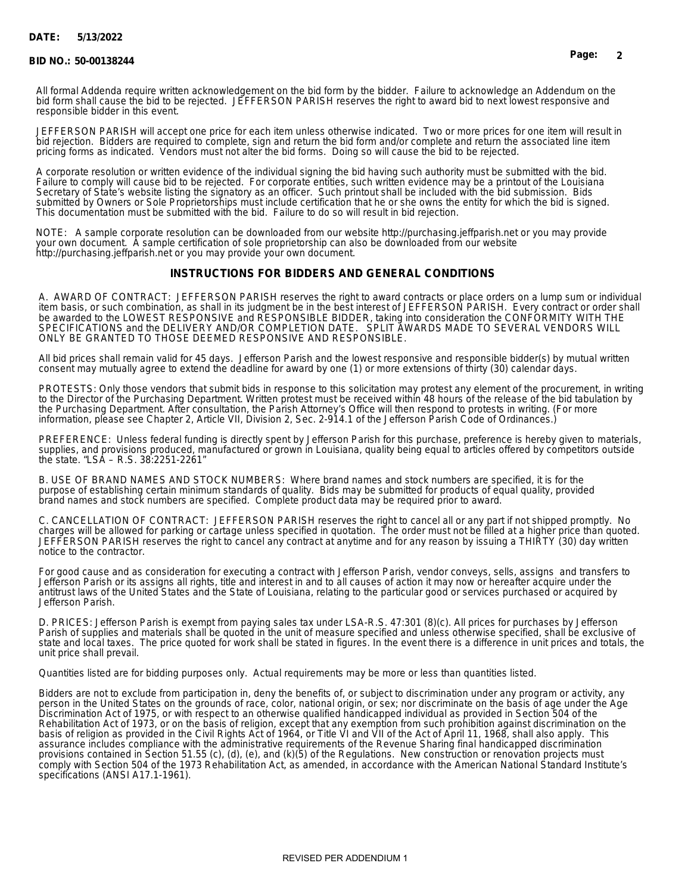All formal Addenda require written acknowledgement on the bid form by the bidder. Failure to acknowledge an Addendum on the bid form shall cause the bid to be rejected. JEFFERSON PARISH reserves the right to award bid to next lowest responsive and responsible bidder in this event.

JEFFERSON PARISH will accept one price for each item unless otherwise indicated. Two or more prices for one item will result in bid rejection. Bidders are required to complete, sign and return the bid form and/or complete and return the associated line item pricing forms as indicated. Vendors must not alter the bid forms. Doing so will cause the bid to be rejected.

A corporate resolution or written evidence of the individual signing the bid having such authority must be submitted with the bid. Failure to comply will cause bid to be rejected. For corporate entities, such written evidence may be a printout of the Louisiana Secretary of State's website listing the signatory as an officer. Such printout shall be included with the bid submission. Bids submitted by Owners or Sole Proprietorships must include certification that he or she owns the entity for which the bid is signed. This documentation must be submitted with the bid. Failure to do so will result in bid rejection.

NOTE: A sample corporate resolution can be downloaded from our website http://purchasing.jeffparish.net or you may provide your own document. A sample certification of sole proprietorship can also be downloaded from our website http://purchasing.jeffparish.net or you may provide your own document.

## INSTRUCTIONS FOR BIDDERS AND GENERAL CONDITIONS

A. AWARD OF CONTRACT: JEFFERSON PARISH reserves the right to award contracts or place orders on a lump sum or individual item basis, or such combination, as shall in its judgment be in the best interest of JEFFERSON PARISH. Every contract or order shall be awarded to the LOWEST RESPONSIVE and RESPONSIBLE BIDDER, taking into consideration the CONFORMITY WITH THE SPECIFICATIONS and the DELIVERY AND/OR COMPLETION DATE. SPLIT AWARDS MADE TO SEVERAL VENDORS WILL ONLY BE GRANTED TO THOSE DEEMED RESPONSIVE AND RESPONSIBLE.

All bid prices shall remain valid for 45 days. Jefferson Parish and the lowest responsive and responsible bidder(s) by mutual written consent may mutually agree to extend the deadline for award by one (1) or more extensions of thirty (30) calendar days.

PROTESTS: Only those vendors that submit bids in response to this solicitation may protest any element of the procurement, in writing to the Director of the Purchasing Department. Written protest must be received within 48 hours of the release of the bid tabulation by the Purchasing Department. After consultation, the Parish Attorney's Office will then respond to protests in writing. (For more information, please see Chapter 2, Article VII, Division 2, Sec. 2-914.1 of the Jefferson Parish Code of Ordinances.)

PREFERENCE: Unless federal funding is directly spent by Jefferson Parish for this purchase, preference is hereby given to materials, supplies, and provisions produced, manufactured or grown in Louisiana, quality being equal to articles offered by competitors outside the state. "LSA – R.S. 38:2251-2261"

B. USE OF BRAND NAMES AND STOCK NUMBERS: Where brand names and stock numbers are specified, it is for the purpose of establishing certain minimum standards of quality. Bids may be submitted for products of equal quality, provided brand names and stock numbers are specified. Complete product data may be required prior to award.

C. CANCELLATION OF CONTRACT: JEFFERSON PARISH reserves the right to cancel all or any part if not shipped promptly. No charges will be allowed for parking or cartage unless specified in quotation. The order must not be filled at a higher price than quoted. JEFFERSON PARISH reserves the right to cancel any contract at anytime and for any reason by issuing a THIRTY (30) day written notice to the contractor.

For good cause and as consideration for executing a contract with Jefferson Parish, vendor conveys, sells, assigns and transfers to Jefferson Parish or its assigns all rights, title and interest in and to all causes of action it may now or hereafter acquire under the antitrust laws of the United States and the State of Louisiana, relating to the particular good or services purchased or acquired by Jefferson Parish.

D. PRICES: Jefferson Parish is exempt from paying sales tax under LSA-R.S. 47:301 (8)(c). All prices for purchases by Jefferson Parish of supplies and materials shall be quoted in the unit of measure specified and unless otherwise specified, shall be exclusive of state and local taxes. The price quoted for work shall be stated in figures. In the event there is a difference in unit prices and totals, the unit price shall prevail.

Quantities listed are for bidding purposes only. Actual requirements may be more or less than quantities listed.

Bidders are not to exclude from participation in, deny the benefits of, or subject to discrimination under any program or activity, any person in the United States on the grounds of race, color, national origin, or sex; nor discriminate on the basis of age under the Age Discrimination Act of 1975, or with respect to an otherwise qualified handicapped individual as provided in Section 504 of the Rehabilitation Act of 1973, or on the basis of religion, except that any exemption from such prohibition against discrimination on the basis of religion as provided in the Civil Rights Act of 1964, or Title VI and VII of the Act of April 11, 1968, shall also apply. This assurance includes compliance with the administrative requirements of the Revenue Sharing final handicapped discrimination provisions contained in Section 51.55 (c), (d), (e), and (k)(5) of the Regulations. New construction or renovation projects must comply with Section 504 of the 1973 Rehabilitation Act, as amended, in accordance with the American National Standard Institute's specifications (ANSI A17.1-1961).

REVISED PER ADDENDUM 1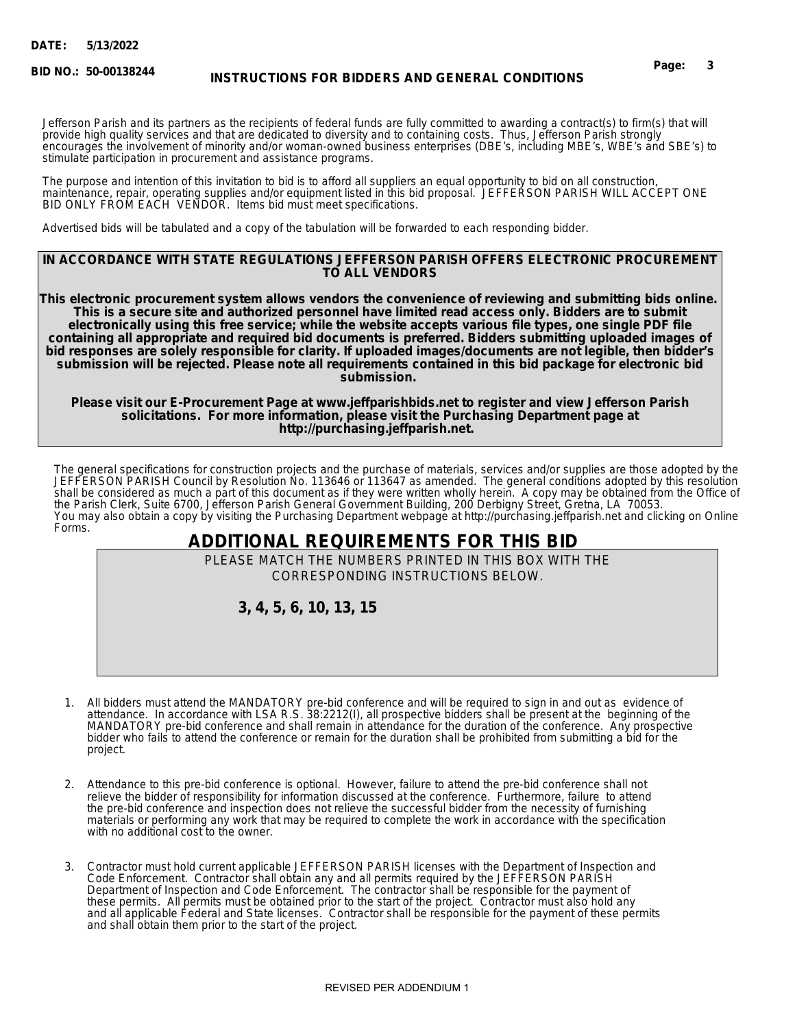**DATE: 5/13/2022**

**BID NO.: 50-00138244**

**INSTRUCTIONS FOR BIDDERS AND GENERAL CONDITIONS**

Jefferson Parish and its partners as the recipients of federal funds are fully committed to awarding a contract(s) to firm(s) that will provide high quality services and that are dedicated to diversity and to containing costs. Thus, Jefferson Parish strongly encourages the involvement of minority and/or woman-owned business enterprises (DBE's, including MBE's, WBE's and SBE's) to stimulate participation in procurement and assistance programs.

The purpose and intention of this invitation to bid is to afford all suppliers an equal opportunity to bid on all construction, maintenance, repair, operating supplies and/or equipment listed in this bid proposal. JEFFERSON PARISH WILL ACCEPT ONE BID ONLY FROM EACH VENDOR. Items bid must meet specifications.

Advertised bids will be tabulated and a copy of the tabulation will be forwarded to each responding bidder.

**IN ACCORDANCE WITH STATE REGULATIONS JEFFERSON PARISH OFFERS ELECTRONIC PROCUREMENT TO ALL VENDORS**

**This electronic procurement system allows vendors the convenience of reviewing and submitting bids online. This is a secure site and authorized personnel have limited read access only. Bidders are to submit electronically using this free service; while the website accepts various file types, one single PDF file containing all appropriate and required bid documents is preferred. Bidders submitting uploaded images of bid responses are solely responsible for clarity. If uploaded images/documents are not legible, then bidder's submission will be rejected. Please note all requirements contained in this bid package for electronic bid submission.**

**Please visit our E-Procurement Page at www.jeffparishbids.net to register and view Jefferson Parish solicitations. For more information, please visit the Purchasing Department page at http://purchasing.jeffparish.net.**

The general specifications for construction projects and the purchase of materials, services and/or supplies are those adopted by the JEFFERSON PARISH Council by Resolution No. 113646 or 113647 as amended. The general conditions adopted by this resolution shall be considered as much a part of this document as if they were written wholly herein. A copy may be obtained from the Office of the Parish Clerk, Suite 6700, Jefferson Parish General Government Building, 200 Derbigny Street, Gretna, LA 70053. You may also obtain a copy by visiting the Purchasing Department webpage at http://purchasing.jeffparish.net and clicking on Online Forms.

## ADDITIONAL REQUIREMENTS FOR THIS BID

PLEASE MATCH THE NUMBERS PRINTED IN THIS BOX WITH THE CORRESPONDING INSTRUCTIONS BELOW.

**3, 4, 5, 6, 10, 13, 15**

1. All bidders must attend the MANDATORY pre-bid conference and will be required to sign in and out as evidence of attendance. In accordance with LSA R.S. 38:2212(I), all prospective bidders shall be present at the beginning of the MANDATORY pre-bid conference and shall remain in attendance for the duration of the conference. Any prospective bidder who fails to attend the conference or remain for the duration shall be prohibited from submitting a bid for the project.

2. Attendance to this pre-bid conference is optional. However, failure to attend the pre-bid conference shall not relieve the bidder of responsibility for information discussed at the conference. Furthermore, failure to attend the pre-bid conference and inspection does not relieve the successful bidder from the necessity of furnishing materials or performing any work that may be required to complete the work in accordance with the specification with no additional cost to the owner.

3. Contractor must hold current applicable JEFFERSON PARISH licenses with the Department of Inspection and Code Enforcement. Contractor shall obtain any and all permits required by the JEFFERSON PARISH Department of Inspection and Code Enforcement. The contractor shall be responsible for the payment of these permits. All permits must be obtained prior to the start of the project. Contractor must also hold any and all applicable Federal and State licenses. Contractor shall be responsible for the payment of these permits and shall obtain them prior to the start of the project.

REVISED PER ADDENDUM 1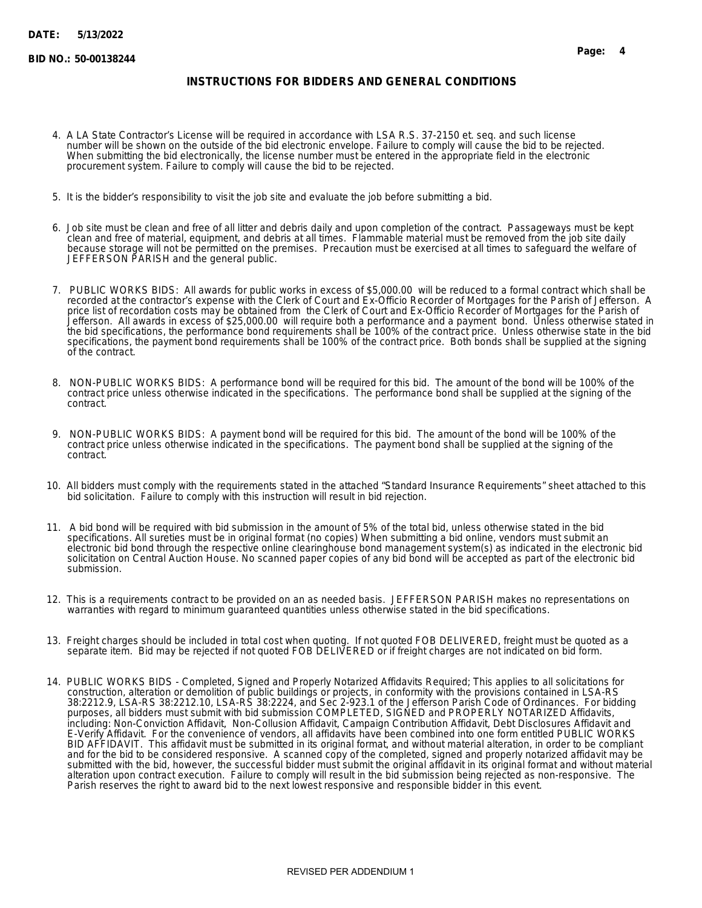DATE: 5/13/2022

BID NO.: 50-00138244

## INSTRUCTIONS FOR BIDDERS AND GENERAL CONDITIONS

4. A LA State Contractor's License will be required in accordance with LSA R.S. 37-2150 et. seq. and such license number will be shown on the outside of the bid electronic envelope. Failure to comply will cause the bid to be rejected. When submitting the bid electronically, the license number must be entered in the appropriate field in the electronic procurement system. Failure to comply will cause the bid to be rejected.

5. It is the bidder's responsibility to visit the job site and evaluate the job before submitting a bid.

6. Job site must be clean and free of all litter and debris daily and upon completion of the contract. Passageways must be kept clean and free of material, equipment, and debris at all times. Flammable material must be removed from the job site daily because storage will not be permitted on the premises. Precaution must be exercised at all times to safeguard the welfare of JEFFERSON PARISH and the general public.

7. PUBLIC WORKS BIDS: All awards for public works in excess of $5,000.00 will be reduced to a formal contract which shall be recorded at the contractor's expense with the Clerk of Court and Ex-Officio Recorder of Mortgages for the Parish of Jefferson. A price list of recordation costs may be obtained from the Clerk of Court and Ex-Officio Recorder of Mortgages for the Parish of Jefferson. All awards in excess of $25,000.00 will require both a performance and a payment bond. Unless otherwise stated in the bid specifications, the performance bond requirements shall be 100% of the contract price. Unless otherwise state in the bid specifications, the payment bond requirements shall be 100% of the contract price. Both bonds shall be supplied at the signing of the contract.

8. NON-PUBLIC WORKS BIDS: A performance bond will be required for this bid. The amount of the bond will be 100% of the contract price unless otherwise indicated in the specifications. The performance bond shall be supplied at the signing of the contract.

9. NON-PUBLIC WORKS BIDS: A payment bond will be required for this bid. The amount of the bond will be 100% of the contract price unless otherwise indicated in the specifications. The payment bond shall be supplied at the signing of the contract.

10. All bidders must comply with the requirements stated in the attached "Standard Insurance Requirements" sheet attached to this bid solicitation. Failure to comply with this instruction will result in bid rejection.

11. A bid bond will be required with bid submission in the amount of 5% of the total bid, unless otherwise stated in the bid specifications. All sureties must be in original format (no copies) When submitting a bid online, vendors must submit an electronic bid bond through the respective online clearinghouse bond management system(s) as indicated in the electronic bid solicitation on Central Auction House. No scanned paper copies of any bid bond will be accepted as part of the electronic bid submission.

12. This is a requirements contract to be provided on an as needed basis. JEFFERSON PARISH makes no representations on warranties with regard to minimum guaranteed quantities unless otherwise stated in the bid specifications.

13. Freight charges should be included in total cost when quoting. If not quoted FOB DELIVERED, freight must be quoted as a separate item. Bid may be rejected if not quoted FOB DELIVERED or if freight charges are not indicated on bid form.

14. PUBLIC WORKS BIDS - Completed, Signed and Properly Notarized Affidavits Required; This applies to all solicitations for construction, alteration or demolition of public buildings or projects, in conformity with the provisions contained in LSA-RS 38:2212.9, LSA-RS 38:2212.10, LSA-RS 38:2224, and Sec 2-923.1 of the Jefferson Parish Code of Ordinances. For bidding purposes, all bidders must submit with bid submission COMPLETED, SIGNED and PROPERLY NOTARIZED Affidavits, including: Non-Conviction Affidavit, Non-Collusion Affidavit, Campaign Contribution Affidavit, Debt Disclosures Affidavit and E-Verify Affidavit. For the convenience of vendors, all affidavits have been combined into one form entitled PUBLIC WORKS BID AFFIDAVIT. This affidavit must be submitted in its original format, and without material alteration, in order to be compliant and for the bid to be considered responsive. A scanned copy of the completed, signed and properly notarized affidavit may be submitted with the bid, however, the successful bidder must submit the original affidavit in its original format and without material alteration upon contract execution. Failure to comply will result in the bid submission being rejected as non-responsive. The Parish reserves the right to award bid to the next lowest responsive and responsible bidder in this event.

REVISED PER ADDENDUM 1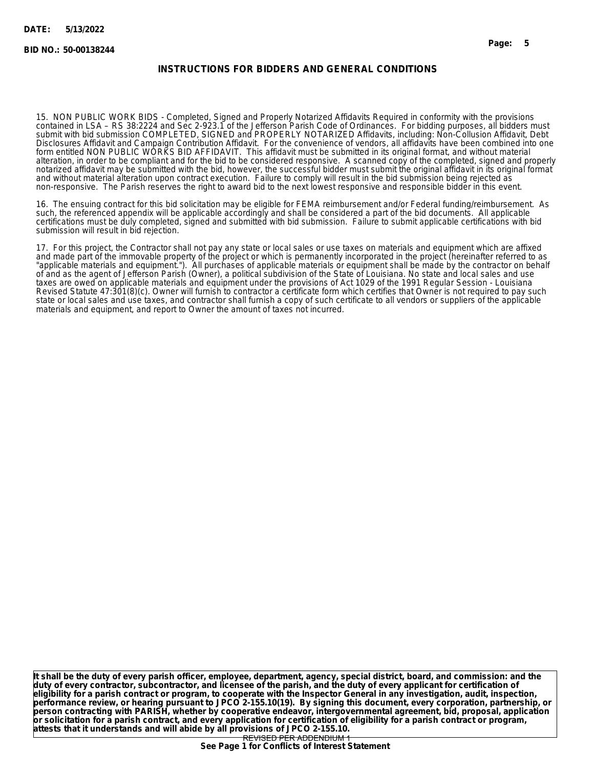## INSTRUCTIONS FOR BIDDERS AND GENERAL CONDITIONS

15. NON PUBLIC WORK BIDS - Completed, Signed and Properly Notarized Affidavits Required in conformity with the provisions contained in LSA – RS 38:2224 and Sec 2-923.1 of the Jefferson Parish Code of Ordinances. For bidding purposes, all bidders must submit with bid submission COMPLETED, SIGNED and PROPERLY NOTARIZED Affidavits, including: Non-Collusion Affidavit, Debt Disclosures Affidavit and Campaign Contribution Affidavit. For the convenience of vendors, all affidavits have been combined into one form entitled NON PUBLIC WORKS BID AFFIDAVIT. This affidavit must be submitted in its original format, and without material alteration, in order to be compliant and for the bid to be considered responsive. A scanned copy of the completed, signed and properly notarized affidavit may be submitted with the bid, however, the successful bidder must submit the original affidavit in its original format and without material alteration upon contract execution. Failure to comply will result in the bid submission being rejected as non-responsive. The Parish reserves the right to award bid to the next lowest responsive and responsible bidder in this event.

16. The ensuing contract for this bid solicitation may be eligible for FEMA reimbursement and/or Federal funding/reimbursement. As such, the referenced appendix will be applicable accordingly and shall be considered a part of the bid documents. All applicable certifications must be duly completed, signed and submitted with bid submission. Failure to submit applicable certifications with bid submission will result in bid rejection.

17. For this project, the Contractor shall not pay any state or local sales or use taxes on materials and equipment which are affixed and made part of the immovable property of the project or which is permanently incorporated in the project (hereinafter referred to as "applicable materials and equipment."). All purchases of applicable materials or equipment shall be made by the contractor on behalf of and as the agent of Jefferson Parish (Owner), a political subdivision of the State of Louisiana. No state and local sales and use taxes are owed on applicable materials and equipment under the provisions of Act 1029 of the 1991 Regular Session - Louisiana Revised Statute 47:301(8)(c). Owner will furnish to contractor a certificate form which certifies that Owner is not required to pay such state or local sales and use taxes, and contractor shall furnish a copy of such certificate to all vendors or suppliers of the applicable materials and equipment, and report to Owner the amount of taxes not incurred.

**It shall be the duty of every parish officer, employee, department, agency, special district, board, and commission: and the duty of every contractor, subcontractor, and licensee of the parish, and the duty of every applicant for certification of eligibility for a parish contract or program, to cooperate with the Inspector General in any investigation, audit, inspection, performance review, or hearing pursuant to JPCO 2-155.10(19). By signing this document, every corporation, partnership, or person contracting with PARISH, whether by cooperative endeavor, intergovernmental agreement, bid, proposal, application or solicitation for a parish contract, and every application for certification of eligibility for a parish contract or program, attests that it understands and will abide by all provisions of JPCO 2-155.10.**

REVISED PER ADDENDUM 1

**See Page 1 for Conflicts of Interest Statement**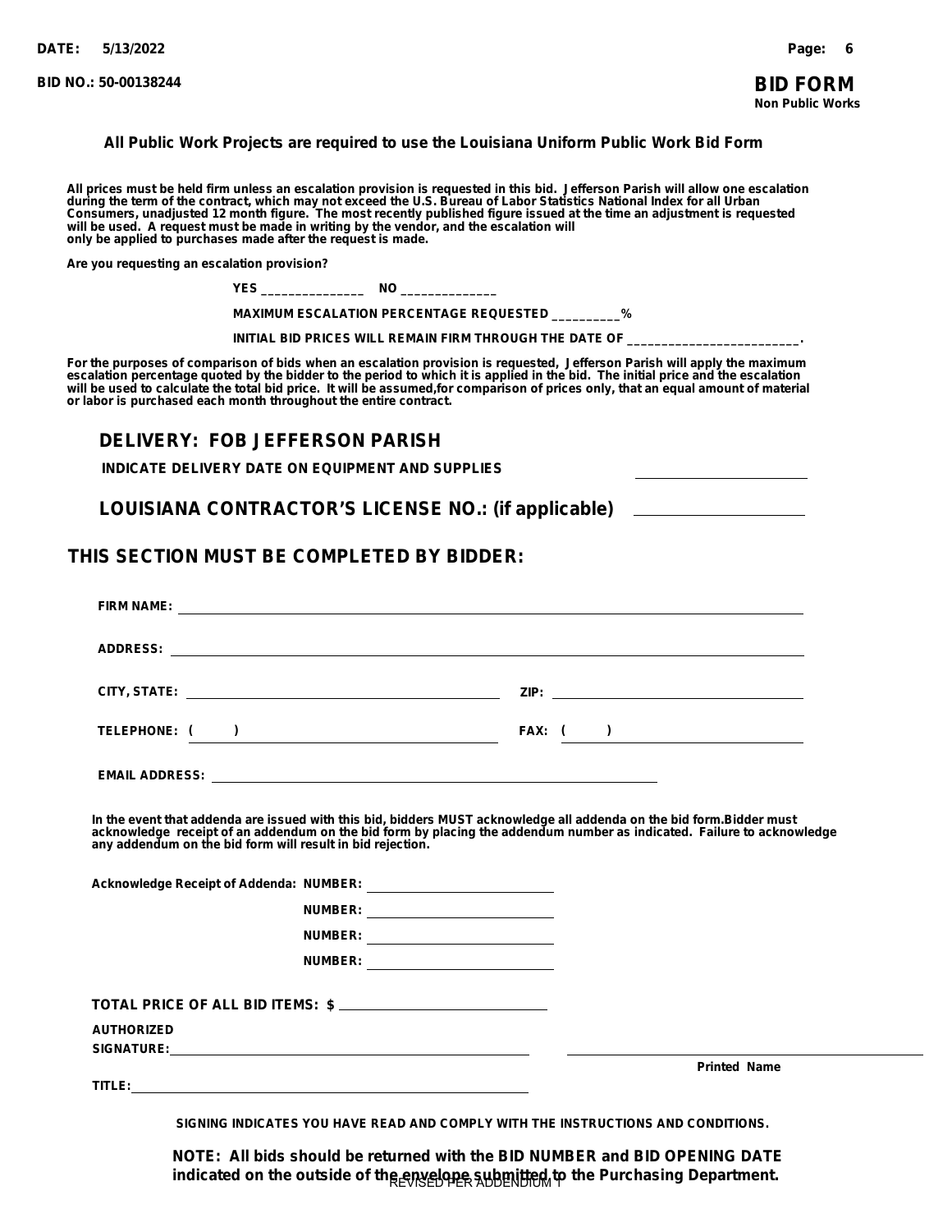DATE: 5/13/2022

BID NO.: 50-00138244

# BID FORM
**Non Public Works**

**All Public Work Projects are required to use the Louisiana Uniform Public Work Bid Form**

**All prices must be held firm unless an escalation provision is requested in this bid. Jefferson Parish will allow one escalation during the term of the contract, which may not exceed the U.S. Bureau of Labor Statistics National Index for all Urban Consumers, unadjusted 12 month figure. The most recently published figure issued at the time an adjustment is requested will be used. A request must be made in writing by the vendor, and the escalation will only be applied to purchases made after the request is made.**

**Are you requesting an escalation provision?**

**YES _______________ NO ______________**

**MAXIMUM ESCALATION PERCENTAGE REQUESTED __________%**

**INITIAL BID PRICES WILL REMAIN FIRM THROUGH THE DATE OF _________________________.**

**For the purposes of comparison of bids when an escalation provision is requested, Jefferson Parish will apply the maximum escalation percentage quoted by the bidder to the period to which it is applied in the bid. The initial price and the escalation will be used to calculate the total bid price. It will be assumed,for comparison of prices only, that an equal amount of material or labor is purchased each month throughout the entire contract.**

## DELIVERY: FOB JEFFERSON PARISH

**INDICATE DELIVERY DATE ON EQUIPMENT AND SUPPLIES** ____________________

## LOUISIANA CONTRACTOR'S LICENSE NO.: (if applicable) ____________________

## THIS SECTION MUST BE COMPLETED BY BIDDER:

**FIRM NAME:** ____________________

**ADDRESS:** ____________________

**CITY, STATE:** ____________________ **ZIP:** ____________________

**TELEPHONE: (    )** ____________________ **FAX: (    )** ____________________

**EMAIL ADDRESS:** ____________________

**In the event that addenda are issued with this bid, bidders MUST acknowledge all addenda on the bid form.Bidder must acknowledge receipt of an addendum on the bid form by placing the addendum number as indicated. Failure to acknowledge any addendum on the bid form will result in bid rejection.**

**Acknowledge Receipt of Addenda: NUMBER:** ____________________

**NUMBER:** ____________________

**NUMBER:** ____________________

**NUMBER:** ____________________

**TOTAL PRICE OF ALL BID ITEMS: $** ____________________

**AUTHORIZED SIGNATURE:** ____________________ ____________________
**Printed Name**

**TITLE:** ____________________

**SIGNING INDICATES YOU HAVE READ AND COMPLY WITH THE INSTRUCTIONS AND CONDITIONS.**

**NOTE: All bids should be returned with the BID NUMBER and BID OPENING DATE indicated on the outside of the envelope submitted to the Purchasing Department.**

REVISED PER ADDENDUM 1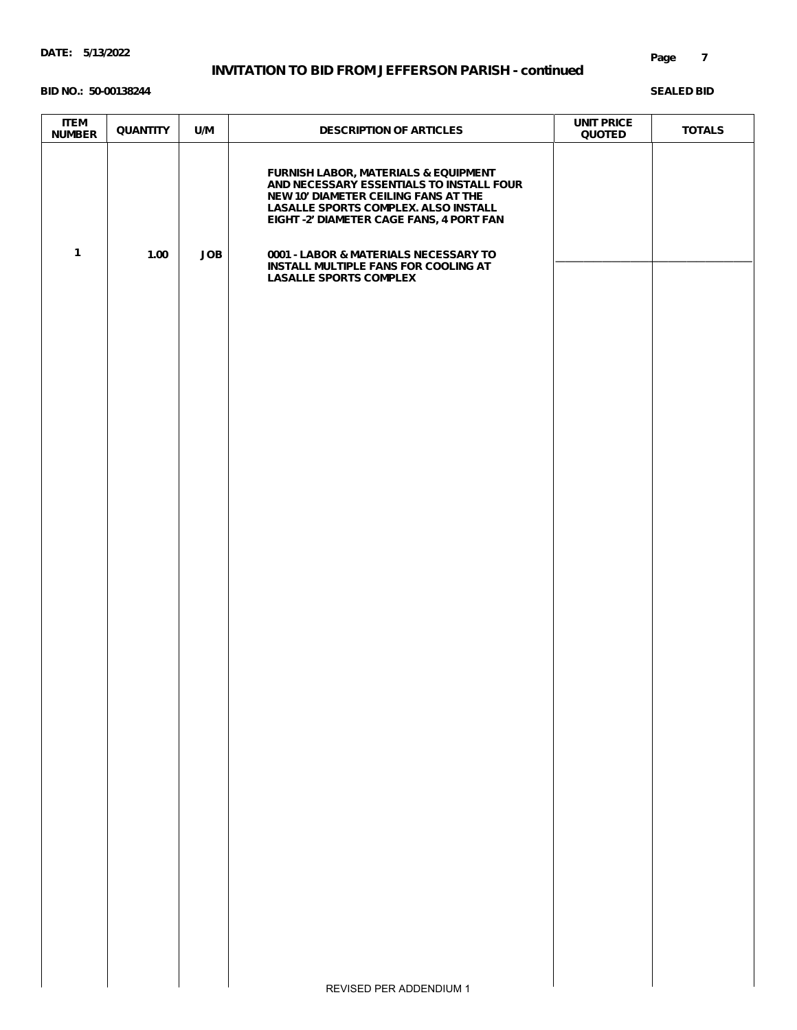**INVITATION TO BID FROM JEFFERSON PARISH - continued**

**BID NO.: 50-00138244**

**SEALED BID**

| ITEM NUMBER | QUANTITY | U/M | DESCRIPTION OF ARTICLES | UNIT PRICE QUOTED | TOTALS |
|---|---|---|---|---|---|
| | | | FURNISH LABOR, MATERIALS & EQUIPMENT AND NECESSARY ESSENTIALS TO INSTALL FOUR NEW 10' DIAMETER CEILING FANS AT THE LASALLE SPORTS COMPLEX. ALSO INSTALL EIGHT -2' DIAMETER CAGE FANS, 4 PORT FAN | | |
| 1 | 1.00 | JOB | 0001 - LABOR & MATERIALS NECESSARY TO INSTALL MULTIPLE FANS FOR COOLING AT LASALLE SPORTS COMPLEX | ____________ | ____________ |

REVISED PER ADDENDUM 1